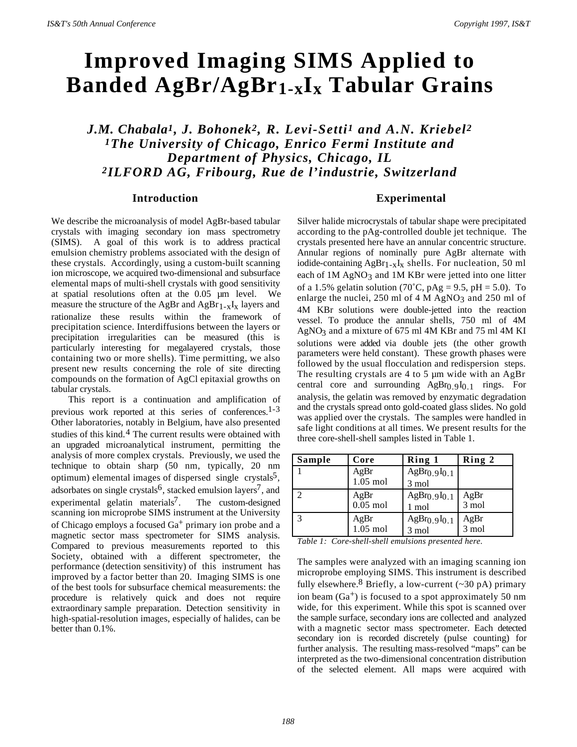# Improved Imaging SIMS Applied to Banded $AgBr/AgBr_{1-x}I_x$ Tabular Grains

***J.M. Chabala[1], J. Bohonek[2], R. Levi-Setti[1] and A.N. Kriebel[2]***
***[1]The University of Chicago, Enrico Fermi Institute and Department of Physics, Chicago, IL***
***[2]ILFORD AG, Fribourg, Rue de l'industrie, Switzerland***

## Introduction

We describe the microanalysis of model AgBr-based tabular crystals with imaging secondary ion mass spectrometry (SIMS). A goal of this work is to address practical emulsion chemistry problems associated with the design of these crystals. Accordingly, using a custom-built scanning ion microscope, we acquired two-dimensional and subsurface elemental maps of multi-shell crystals with good sensitivity at spatial resolutions often at the 0.05 µm level. We measure the structure of the AgBr and $AgBr_{1-x}I_x$ layers and rationalize these results within the framework of precipitation science. Interdiffusions between the layers or precipitation irregularities can be measured (this is particularly interesting for megalayered crystals, those containing two or more shells). Time permitting, we also present new results concerning the role of site directing compounds on the formation of AgCl epitaxial growths on tabular crystals.

This report is a continuation and amplification of previous work reported at this series of conferences.[1-3] Other laboratories, notably in Belgium, have also presented studies of this kind.[4] The current results were obtained with an upgraded microanalytical instrument, permitting the analysis of more complex crystals. Previously, we used the technique to obtain sharp (50 nm, typically, 20 nm optimum) elemental images of dispersed single crystals[5], adsorbates on single crystals[6], stacked emulsion layers[7], and experimental gelatin materials[7]. The custom-designed scanning ion microprobe SIMS instrument at the University of Chicago employs a focused $Ga^+$ primary ion probe and a magnetic sector mass spectrometer for SIMS analysis. Compared to previous measurements reported to this Society, obtained with a different spectrometer, the performance (detection sensitivity) of this instrument has improved by a factor better than 20. Imaging SIMS is one of the best tools for subsurface chemical measurements: the procedure is relatively quick and does not require extraordinary sample preparation. Detection sensitivity in high-spatial-resolution images, especially of halides, can be better than 0.1%.

## Experimental

Silver halide microcrystals of tabular shape were precipitated according to the pAg-controlled double jet technique. The crystals presented here have an annular concentric structure. Annular regions of nominally pure AgBr alternate with iodide-containing $AgBr_{1-x}I_x$ shells. For nucleation, 50 ml each of 1M $AgNO_3$ and 1M KBr were jetted into one litter of a 1.5% gelatin solution (70˚C, pAg = 9.5, pH = 5.0). To enlarge the nuclei, 250 ml of 4 M $AgNO_3$ and 250 ml of 4M KBr solutions were double-jetted into the reaction vessel. To produce the annular shells, 750 ml of 4M $AgNO_3$ and a mixture of 675 ml 4M KBr and 75 ml 4M KI solutions were added via double jets (the other growth parameters were held constant). These growth phases were followed by the usual flocculation and redispersion steps. The resulting crystals are 4 to 5 µm wide with an AgBr central core and surrounding $AgBr_{0.9}I_{0.1}$ rings. For analysis, the gelatin was removed by enzymatic degradation and the crystals spread onto gold-coated glass slides. No gold was applied over the crystals. The samples were handled in safe light conditions at all times. We present results for the three core-shell-shell samples listed in Table 1.

| Sample | Core | Ring 1 | Ring 2 |
|---|---|---|---|
| 1 | AgBr 1.05 mol | $AgBr_{0.9}I_{0.1}$ 3 mol | |
| 2 | AgBr 0.05 mol | $AgBr_{0.9}I_{0.1}$ 1 mol | AgBr 3 mol |
| 3 | AgBr 1.05 mol | $AgBr_{0.9}I_{0.1}$ 3 mol | AgBr 3 mol |

*Table 1: Core-shell-shell emulsions presented here.*

The samples were analyzed with an imaging scanning ion microprobe employing SIMS. This instrument is described fully elsewhere.[8] Briefly, a low-current (~30 pA) primary ion beam ($Ga^+$) is focused to a spot approximately 50 nm wide, for this experiment. While this spot is scanned over the sample surface, secondary ions are collected and analyzed with a magnetic sector mass spectrometer. Each detected secondary ion is recorded discretely (pulse counting) for further analysis. The resulting mass-resolved "maps" can be interpreted as the two-dimensional concentration distribution of the selected element. All maps were acquired with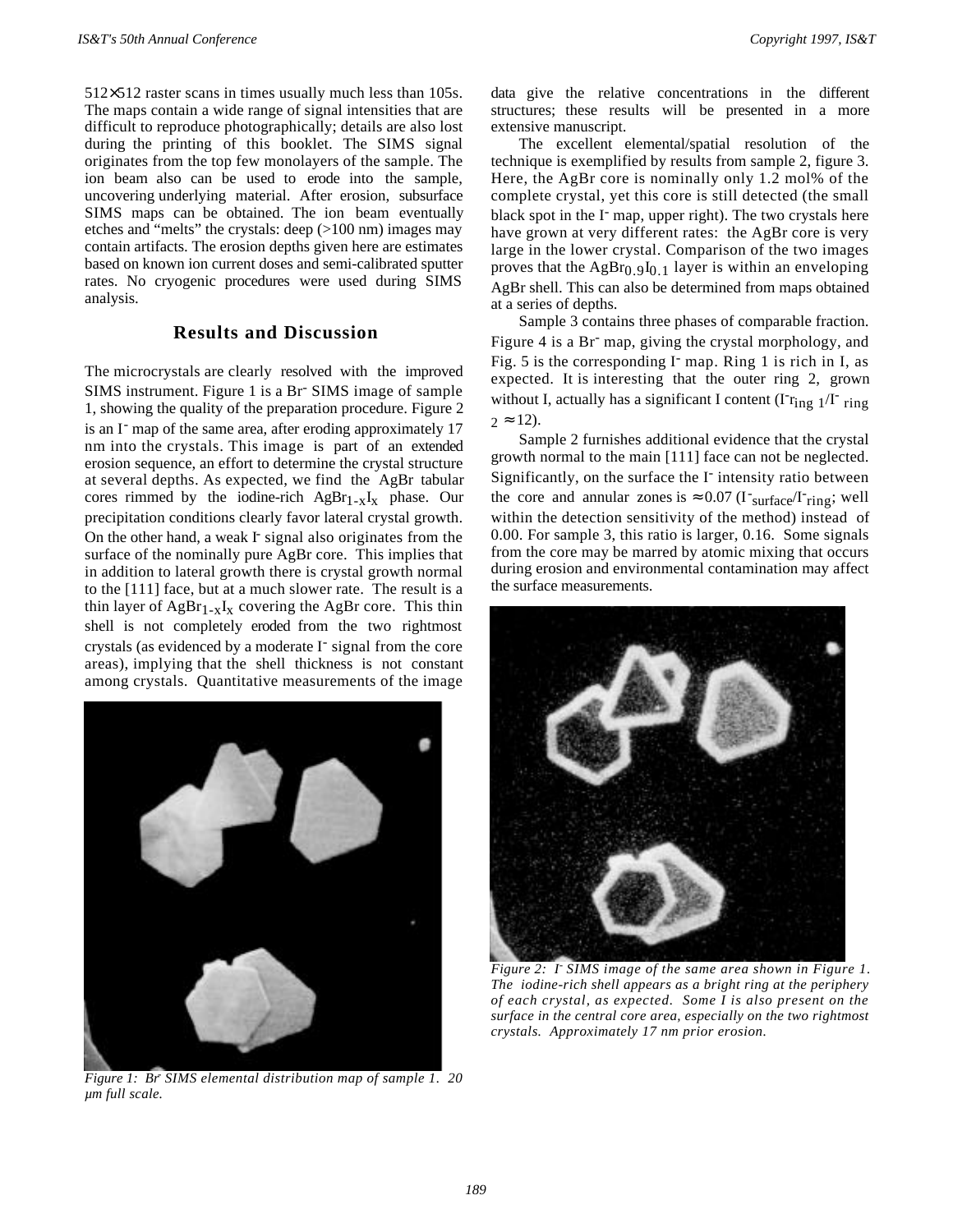512×512 raster scans in times usually much less than 105s. The maps contain a wide range of signal intensities that are difficult to reproduce photographically; details are also lost during the printing of this booklet. The SIMS signal originates from the top few monolayers of the sample. The ion beam also can be used to erode into the sample, uncovering underlying material. After erosion, subsurface SIMS maps can be obtained. The ion beam eventually etches and "melts" the crystals: deep (>100 nm) images may contain artifacts. The erosion depths given here are estimates based on known ion current doses and semi-calibrated sputter rates. No cryogenic procedures were used during SIMS analysis.

## Results and Discussion

The microcrystals are clearly resolved with the improved SIMS instrument. Figure 1 is a $Br^-$ SIMS image of sample 1, showing the quality of the preparation procedure. Figure 2 is an $I^-$ map of the same area, after eroding approximately 17 nm into the crystals. This image is part of an extended erosion sequence, an effort to determine the crystal structure at several depths. As expected, we find the AgBr tabular cores rimmed by the iodine-rich $AgBr_{1-x}I_x$ phase. Our precipitation conditions clearly favor lateral crystal growth. On the other hand, a weak $I^-$ signal also originates from the surface of the nominally pure AgBr core. This implies that in addition to lateral growth there is crystal growth normal to the [111] face, but at a much slower rate. The result is a thin layer of $AgBr_{1-x}I_x$ covering the AgBr core. This thin shell is not completely eroded from the two rightmost crystals (as evidenced by a moderate $I^-$ signal from the core areas), implying that the shell thickness is not constant among crystals. Quantitative measurements of the image data give the relative concentrations in the different structures; these results will be presented in a more extensive manuscript.

Figure 1: $Br^-$ SIMS elemental distribution map of sample 1. 20 µm full scale.

The excellent elemental/spatial resolution of the technique is exemplified by results from sample 2, figure 3. Here, the AgBr core is nominally only 1.2 mol% of the complete crystal, yet this core is still detected (the small black spot in the $I^-$ map, upper right). The two crystals here have grown at very different rates: the AgBr core is very large in the lower crystal. Comparison of the two images proves that the $AgBr_{0.9}I_{0.1}$ layer is within an enveloping AgBr shell. This can also be determined from maps obtained at a series of depths.

Sample 3 contains three phases of comparable fraction. Figure 4 is a $Br^-$ map, giving the crystal morphology, and Fig. 5 is the corresponding $I^-$ map. Ring 1 is rich in I, as expected. It is interesting that the outer ring 2, grown without I, actually has a significant I content ($I^-_{ring\ 1}/I^-_{ring\ 2} \approx 12$).

Sample 2 furnishes additional evidence that the crystal growth normal to the main [111] face can not be neglected. Significantly, on the surface the $I^-$ intensity ratio between the core and annular zones is $\approx 0.07$ ($I^-_{surface}/I^-_{ring}$; well within the detection sensitivity of the method) instead of 0.00. For sample 3, this ratio is larger, 0.16. Some signals from the core may be marred by atomic mixing that occurs during erosion and environmental contamination may affect the surface measurements.

Figure 2: $I^-$ SIMS image of the same area shown in Figure 1. The iodine-rich shell appears as a bright ring at the periphery of each crystal, as expected. Some I is also present on the surface in the central core area, especially on the two rightmost crystals. Approximately 17 nm prior erosion.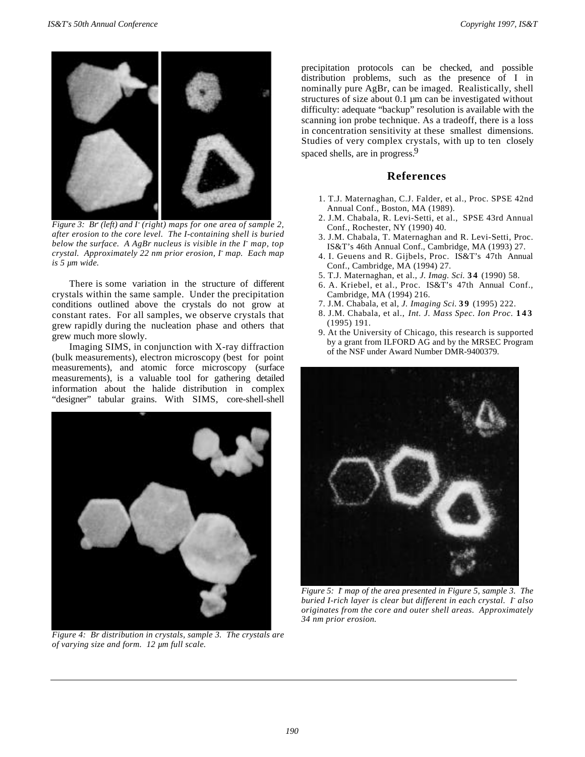*Figure 3: $Br^-$ (left) and $I^-$ (right) maps for one area of sample 2, after erosion to the core level. The I-containing shell is buried below the surface. A AgBr nucleus is visible in the $I^-$ map, top crystal. Approximately 22 nm prior erosion, $I^-$ map. Each map is 5 µm wide.*

There is some variation in the structure of different crystals within the same sample. Under the precipitation conditions outlined above the crystals do not grow at constant rates. For all samples, we observe crystals that grew rapidly during the nucleation phase and others that grew much more slowly.

Imaging SIMS, in conjunction with X-ray diffraction (bulk measurements), electron microscopy (best for point measurements), and atomic force microscopy (surface measurements), is a valuable tool for gathering detailed information about the halide distribution in complex "designer" tabular grains. With SIMS, core-shell-shell precipitation protocols can be checked, and possible distribution problems, such as the presence of I in nominally pure AgBr, can be imaged. Realistically, shell structures of size about 0.1 µm can be investigated without difficulty: adequate "backup" resolution is available with the scanning ion probe technique. As a tradeoff, there is a loss in concentration sensitivity at these smallest dimensions. Studies of very complex crystals, with up to ten closely spaced shells, are in progress.[9]

*Figure 4: Br distribution in crystals, sample 3. The crystals are of varying size and form. 12 µm full scale.*

## References

1. T.J. Maternaghan, C.J. Falder, et al., Proc. SPSE 42nd Annual Conf., Boston, MA (1989).
2. J.M. Chabala, R. Levi-Setti, et al., SPSE 43rd Annual Conf., Rochester, NY (1990) 40.
3. J.M. Chabala, T. Maternaghan and R. Levi-Setti, Proc. IS&T's 46th Annual Conf., Cambridge, MA (1993) 27.
4. I. Geuens and R. Gijbels, Proc. IS&T's 47th Annual Conf., Cambridge, MA (1994) 27.
5. T.J. Maternaghan, et al., *J. Imag. Sci.* **34** (1990) 58.
6. A. Kriebel, et al., Proc. IS&T's 47th Annual Conf., Cambridge, MA (1994) 216.
7. J.M. Chabala, et al, *J. Imaging Sci.* **39** (1995) 222.
8. J.M. Chabala, et al., *Int. J. Mass Spec. Ion Proc.* **143** (1995) 191.
9. At the University of Chicago, this research is supported by a grant from ILFORD AG and by the MRSEC Program of the NSF under Award Number DMR-9400379.

*Figure 5: $I^-$ map of the area presented in Figure 5, sample 3. The buried I-rich layer is clear but different in each crystal. $I^-$ also originates from the core and outer shell areas. Approximately 34 nm prior erosion.*